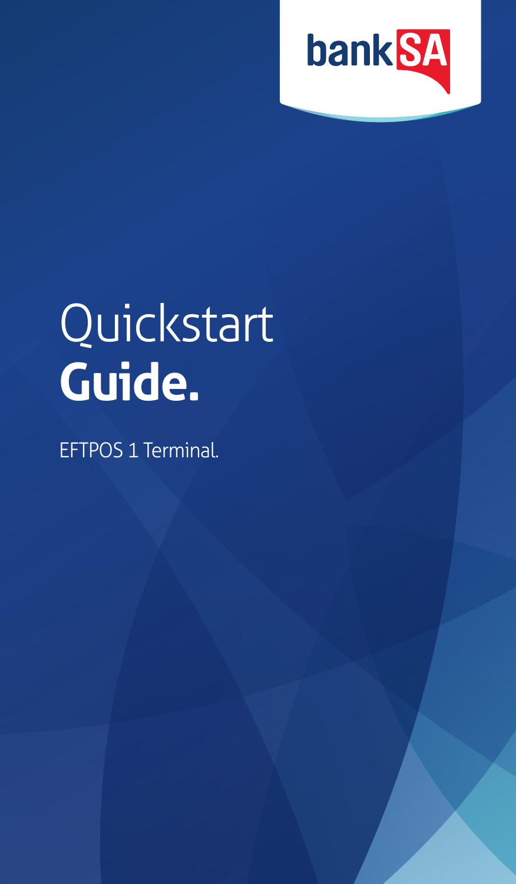bankSA

# Quickstart **Guide.**

EFTPOS 1 Terminal.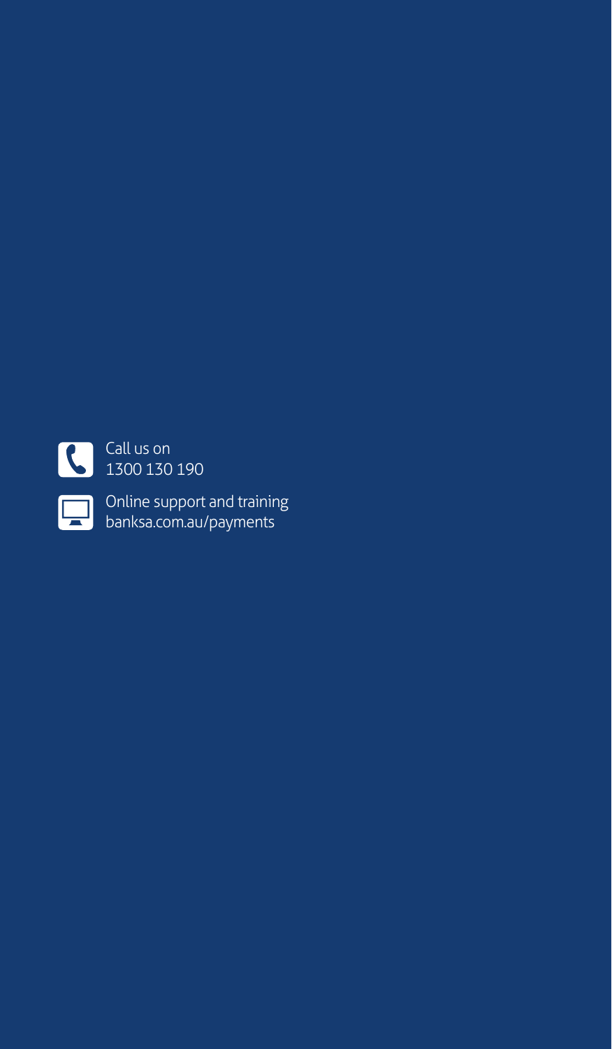Call us on
1300 130 190

Online support and training
banksa.com.au/payments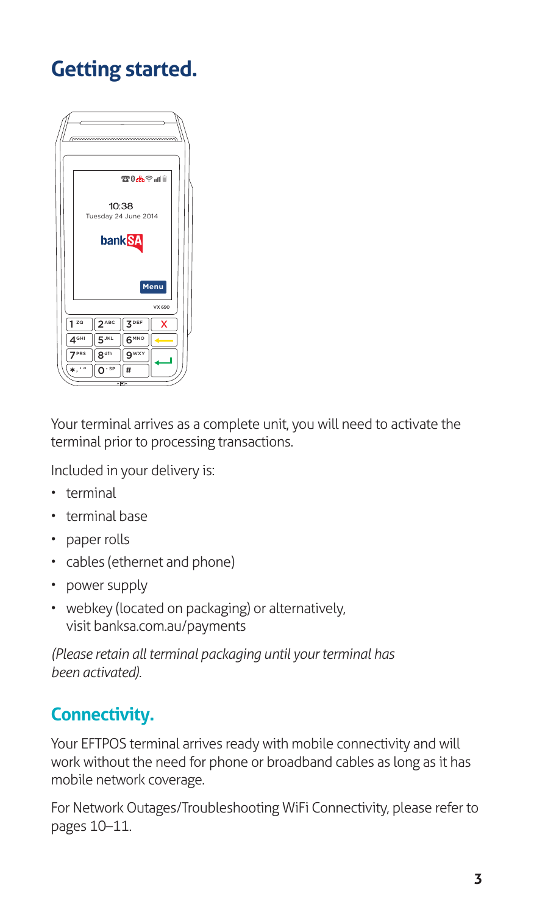# Getting started.

Your terminal arrives as a complete unit, you will need to activate the terminal prior to processing transactions.

Included in your delivery is:

- terminal
- terminal base
- paper rolls
- cables (ethernet and phone)
- power supply
- webkey (located on packaging) or alternatively, visit banksa.com.au/payments

*(Please retain all terminal packaging until your terminal has been activated).*

## Connectivity.

Your EFTPOS terminal arrives ready with mobile connectivity and will work without the need for phone or broadband cables as long as it has mobile network coverage.

For Network Outages/Troubleshooting WiFi Connectivity, please refer to pages 10–11.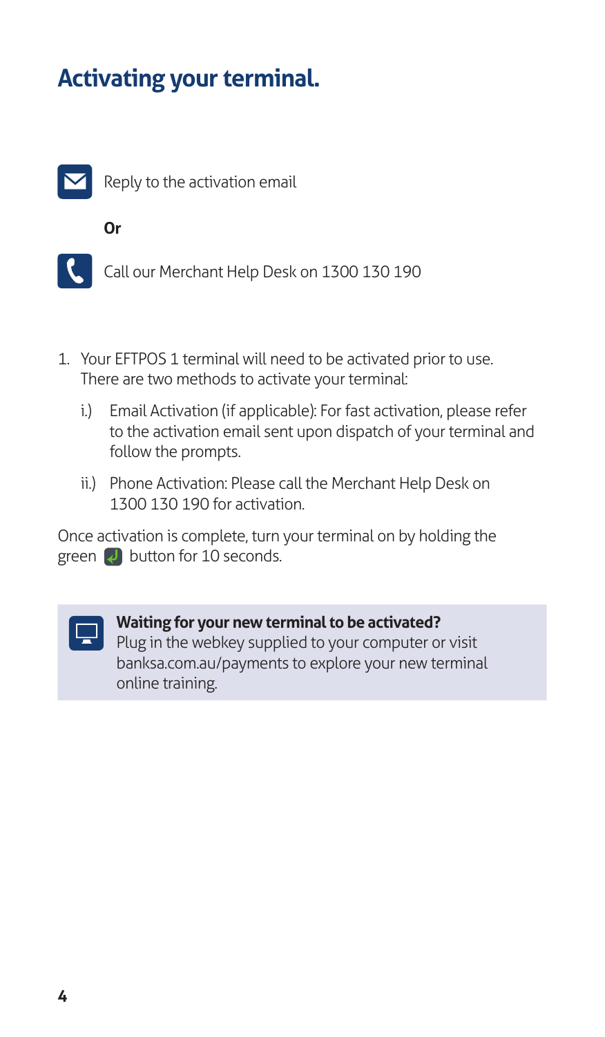# Activating your terminal.

Reply to the activation email

**Or**

Call our Merchant Help Desk on 1300 130 190

1. Your EFTPOS 1 terminal will need to be activated prior to use. There are two methods to activate your terminal:

   i.) Email Activation (if applicable): For fast activation, please refer to the activation email sent upon dispatch of your terminal and follow the prompts.

   ii.) Phone Activation: Please call the Merchant Help Desk on 1300 130 190 for activation.

Once activation is complete, turn your terminal on by holding the green button for 10 seconds.

**Waiting for your new terminal to be activated?**
Plug in the webkey supplied to your computer or visit banksa.com.au/payments to explore your new terminal online training.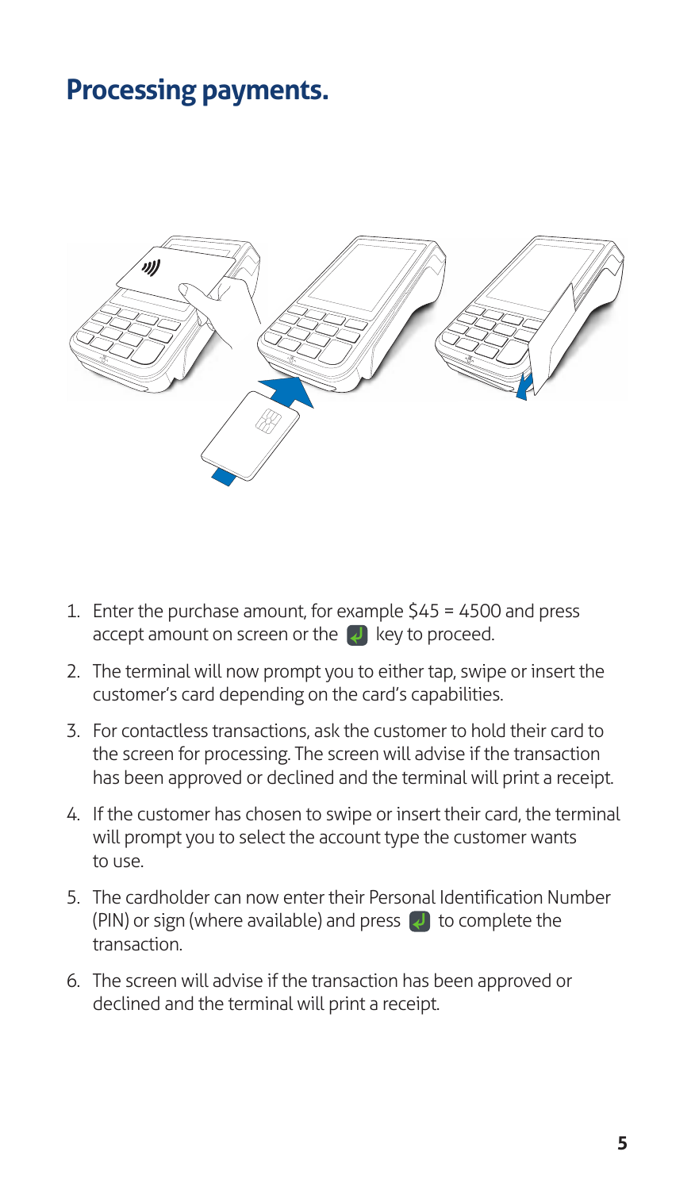## Processing payments.

1. Enter the purchase amount, for example $45 = 4500 and press accept amount on screen or the ↵ key to proceed.
2. The terminal will now prompt you to either tap, swipe or insert the customer's card depending on the card's capabilities.
3. For contactless transactions, ask the customer to hold their card to the screen for processing. The screen will advise if the transaction has been approved or declined and the terminal will print a receipt.
4. If the customer has chosen to swipe or insert their card, the terminal will prompt you to select the account type the customer wants to use.
5. The cardholder can now enter their Personal Identification Number (PIN) or sign (where available) and press ↵ to complete the transaction.
6. The screen will advise if the transaction has been approved or declined and the terminal will print a receipt.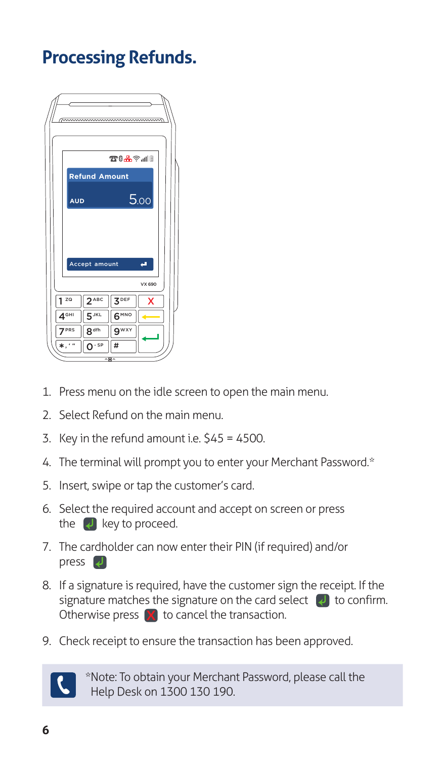# Processing Refunds.

1. Press menu on the idle screen to open the main menu.
2. Select Refund on the main menu.
3. Key in the refund amount i.e. $45 = 4500.
4. The terminal will prompt you to enter your Merchant Password.*
5. Insert, swipe or tap the customer's card.
6. Select the required account and accept on screen or press the ↵ key to proceed.
7. The cardholder can now enter their PIN (if required) and/or press ↵
8. If a signature is required, have the customer sign the receipt. If the signature matches the signature on the card select ↵ to confirm. Otherwise press X to cancel the transaction.
9. Check receipt to ensure the transaction has been approved.

*Note: To obtain your Merchant Password, please call the Help Desk on 1300 130 190.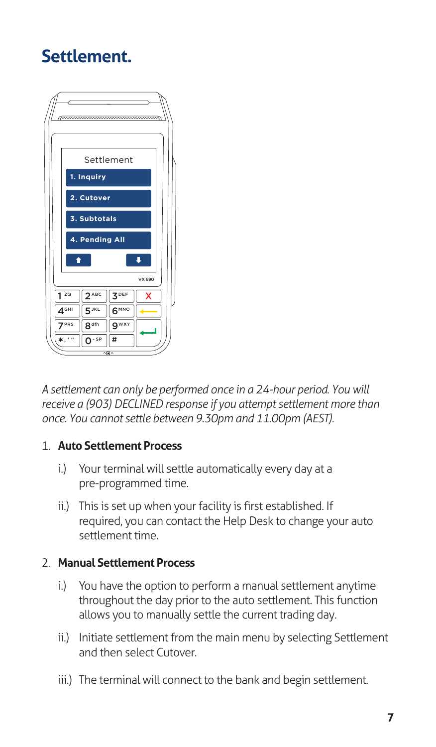# Settlement.

*A settlement can only be performed once in a 24-hour period. You will receive a (903) DECLINED response if you attempt settlement more than once. You cannot settle between 9.30pm and 11.00pm (AEST).*

1. **Auto Settlement Process**
   - i.) Your terminal will settle automatically every day at a pre-programmed time.
   - ii.) This is set up when your facility is first established. If required, you can contact the Help Desk to change your auto settlement time.

2. **Manual Settlement Process**
   - i.) You have the option to perform a manual settlement anytime throughout the day prior to the auto settlement. This function allows you to manually settle the current trading day.
   - ii.) Initiate settlement from the main menu by selecting Settlement and then select Cutover.
   - iii.) The terminal will connect to the bank and begin settlement.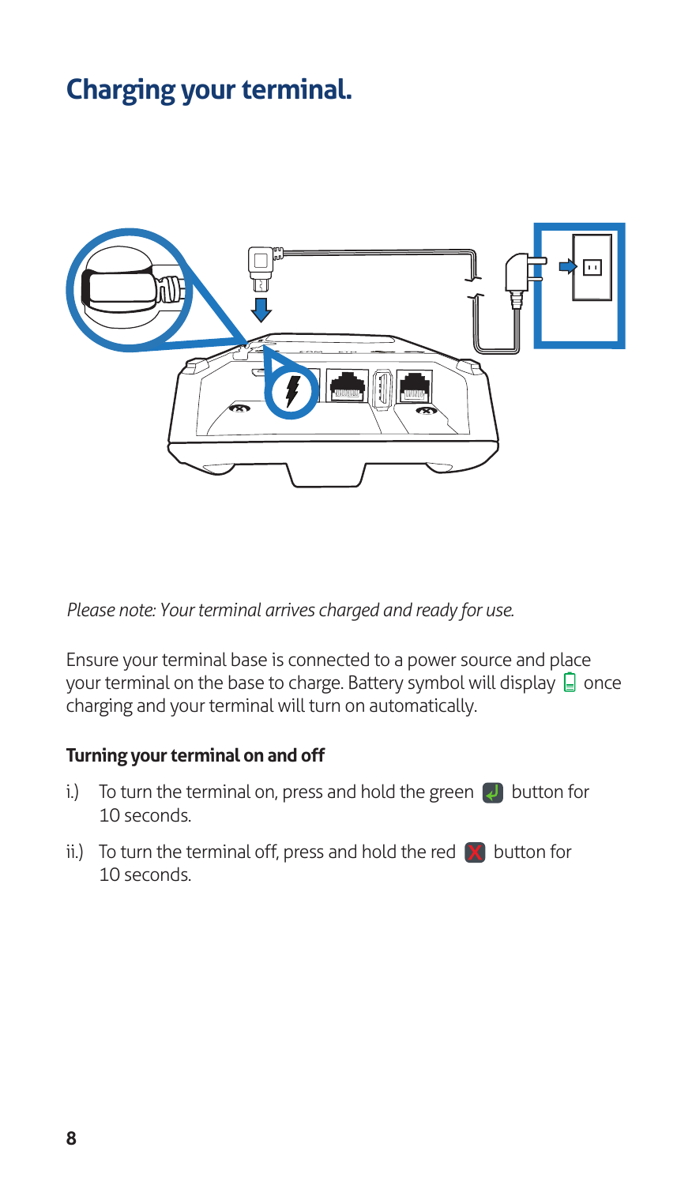# Charging your terminal.

*Please note: Your terminal arrives charged and ready for use.*

Ensure your terminal base is connected to a power source and place your terminal on the base to charge. Battery symbol will display once charging and your terminal will turn on automatically.

**Turning your terminal on and off**

i.) To turn the terminal on, press and hold the green button for 10 seconds.

ii.) To turn the terminal off, press and hold the red button for 10 seconds.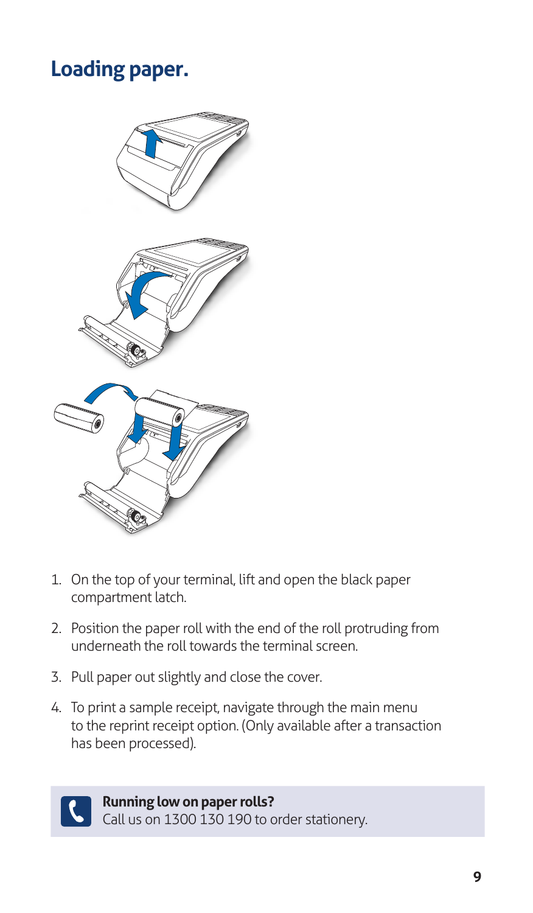# Loading paper.

1. On the top of your terminal, lift and open the black paper compartment latch.
2. Position the paper roll with the end of the roll protruding from underneath the roll towards the terminal screen.
3. Pull paper out slightly and close the cover.
4. To print a sample receipt, navigate through the main menu to the reprint receipt option. (Only available after a transaction has been processed).

**Running low on paper rolls?**
Call us on 1300 130 190 to order stationery.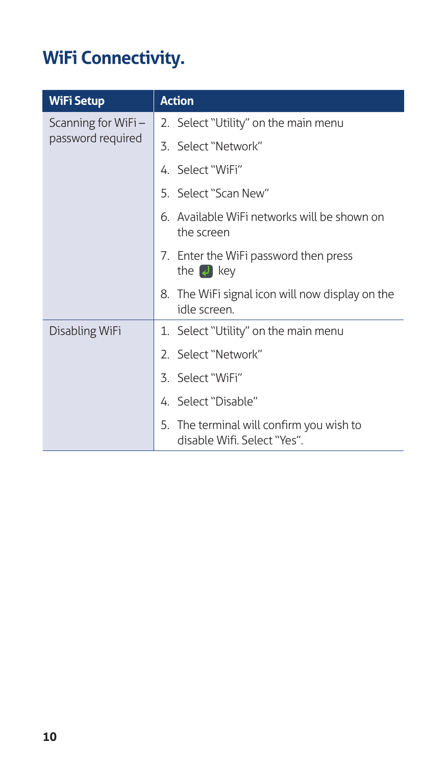# WiFi Connectivity.

| WiFi Setup | Action |
| --- | --- |
| Scanning for WiFi – password required | 2. Select "Utility" on the main menu |
| | 3. Select "Network" |
| | 4. Select "WiFi" |
| | 5. Select "Scan New" |
| | 6. Available WiFi networks will be shown on the screen |
| | 7. Enter the WiFi password then press the ↵ key |
| | 8. The WiFi signal icon will now display on the idle screen. |
| Disabling WiFi | 1. Select "Utility" on the main menu |
| | 2. Select "Network" |
| | 3. Select "WiFi" |
| | 4. Select "Disable" |
| | 5. The terminal will confirm you wish to disable Wifi. Select "Yes". |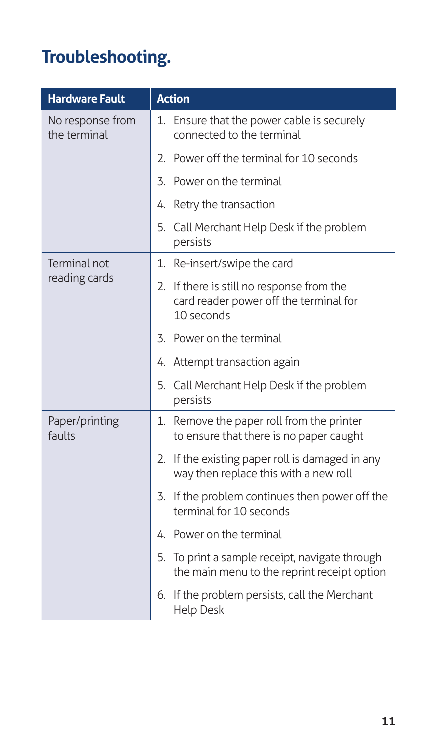# Troubleshooting.

| Hardware Fault | Action |
| --- | --- |
| No response from the terminal | 1. Ensure that the power cable is securely connected to the terminal |
| | 2. Power off the terminal for 10 seconds |
| | 3. Power on the terminal |
| | 4. Retry the transaction |
| | 5. Call Merchant Help Desk if the problem persists |
| Terminal not reading cards | 1. Re-insert/swipe the card |
| | 2. If there is still no response from the card reader power off the terminal for 10 seconds |
| | 3. Power on the terminal |
| | 4. Attempt transaction again |
| | 5. Call Merchant Help Desk if the problem persists |
| Paper/printing faults | 1. Remove the paper roll from the printer to ensure that there is no paper caught |
| | 2. If the existing paper roll is damaged in any way then replace this with a new roll |
| | 3. If the problem continues then power off the terminal for 10 seconds |
| | 4. Power on the terminal |
| | 5. To print a sample receipt, navigate through the main menu to the reprint receipt option |
| | 6. If the problem persists, call the Merchant Help Desk |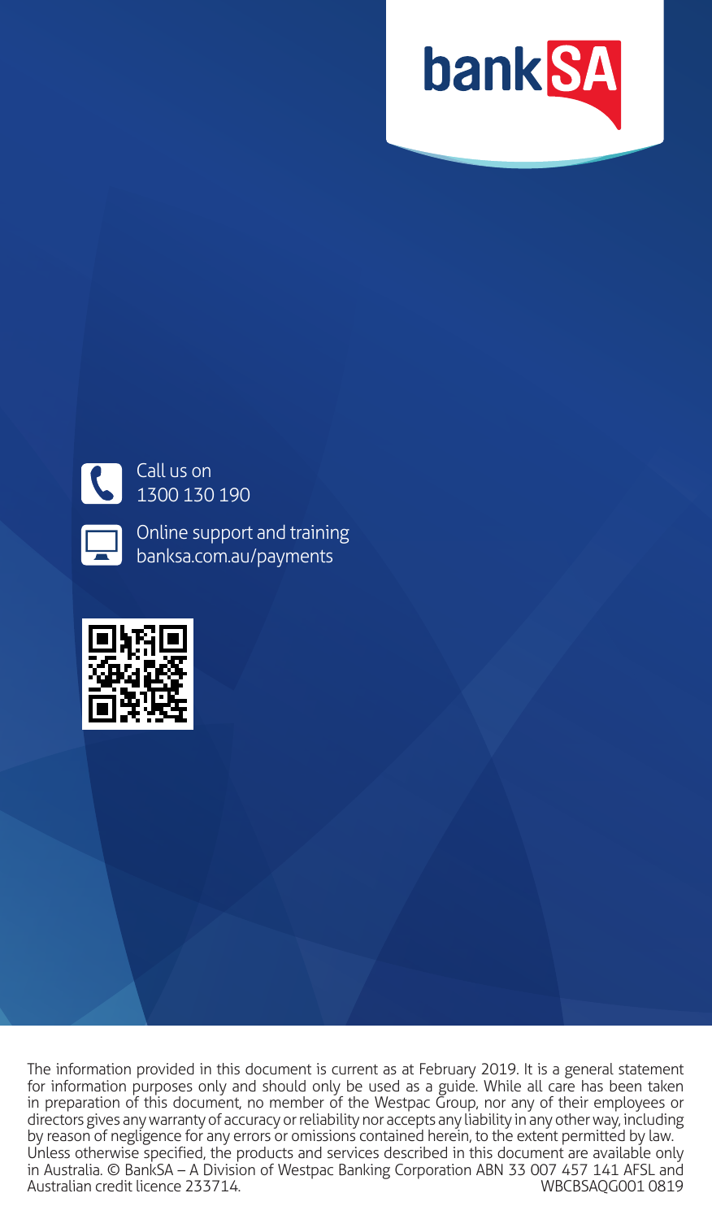bankSA

Call us on
1300 130 190

Online support and training
banksa.com.au/payments

The information provided in this document is current as at February 2019. It is a general statement for information purposes only and should only be used as a guide. While all care has been taken in preparation of this document, no member of the Westpac Group, nor any of their employees or directors gives any warranty of accuracy or reliability nor accepts any liability in any other way, including by reason of negligence for any errors or omissions contained herein, to the extent permitted by law. Unless otherwise specified, the products and services described in this document are available only in Australia. © BankSA – A Division of Westpac Banking Corporation ABN 33 007 457 141 AFSL and Australian credit licence 233714. WBCBSAQG001 0819